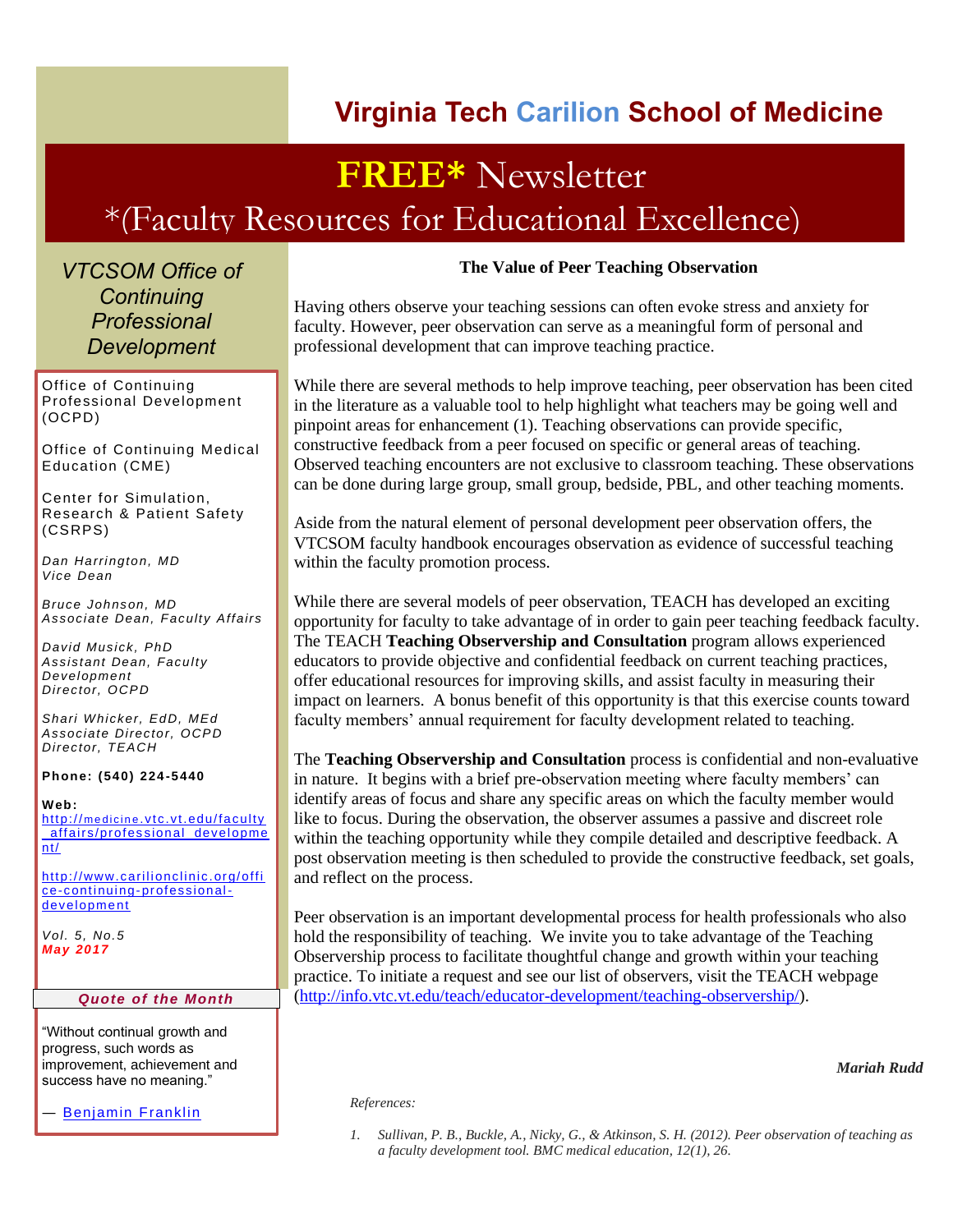# Virginia Tech Carilion School of Medicine

# FREE* Newsletter

## *(Faculty Resources for Educational Excellence)

*VTCSOM Office of Continuing Professional Development*

Office of Continuing Professional Development (OCPD)

Office of Continuing Medical Education (CME)

Center for Simulation, Research & Patient Safety (CSRPS)

*Dan Harrington, MD*
*Vice Dean*

*Bruce Johnson, MD*
*Associate Dean, Faculty Affairs*

*David Musick, PhD*
*Assistant Dean, Faculty Development*
*Director, OCPD*

*Shari Whicker, EdD, MEd*
*Associate Director, OCPD*
*Director, TEACH*

**Phone: (540) 224-5440**

**Web:**
http://medicine.vtc.vt.edu/faculty_affairs/professional_development/

http://www.carilionclinic.org/office-continuing-professional-development

*Vol. 5, No.5*
***May 2017***

***Quote of the Month***

"Without continual growth and progress, such words as improvement, achievement and success have no meaning."

— Benjamin Franklin

### The Value of Peer Teaching Observation

Having others observe your teaching sessions can often evoke stress and anxiety for faculty. However, peer observation can serve as a meaningful form of personal and professional development that can improve teaching practice.

While there are several methods to help improve teaching, peer observation has been cited in the literature as a valuable tool to help highlight what teachers may be going well and pinpoint areas for enhancement (1). Teaching observations can provide specific, constructive feedback from a peer focused on specific or general areas of teaching. Observed teaching encounters are not exclusive to classroom teaching. These observations can be done during large group, small group, bedside, PBL, and other teaching moments.

Aside from the natural element of personal development peer observation offers, the VTCSOM faculty handbook encourages observation as evidence of successful teaching within the faculty promotion process.

While there are several models of peer observation, TEACH has developed an exciting opportunity for faculty to take advantage of in order to gain peer teaching feedback faculty. The TEACH **Teaching Observership and Consultation** program allows experienced educators to provide objective and confidential feedback on current teaching practices, offer educational resources for improving skills, and assist faculty in measuring their impact on learners. A bonus benefit of this opportunity is that this exercise counts toward faculty members' annual requirement for faculty development related to teaching.

The **Teaching Observership and Consultation** process is confidential and non-evaluative in nature. It begins with a brief pre-observation meeting where faculty members' can identify areas of focus and share any specific areas on which the faculty member would like to focus. During the observation, the observer assumes a passive and discreet role within the teaching opportunity while they compile detailed and descriptive feedback. A post observation meeting is then scheduled to provide the constructive feedback, set goals, and reflect on the process.

Peer observation is an important developmental process for health professionals who also hold the responsibility of teaching. We invite you to take advantage of the Teaching Observership process to facilitate thoughtful change and growth within your teaching practice. To initiate a request and see our list of observers, visit the TEACH webpage (http://info.vtc.vt.edu/teach/educator-development/teaching-observership/).

***Mariah Rudd***

*References:*

1. *Sullivan, P. B., Buckle, A., Nicky, G., & Atkinson, S. H. (2012). Peer observation of teaching as a faculty development tool. BMC medical education, 12(1), 26.*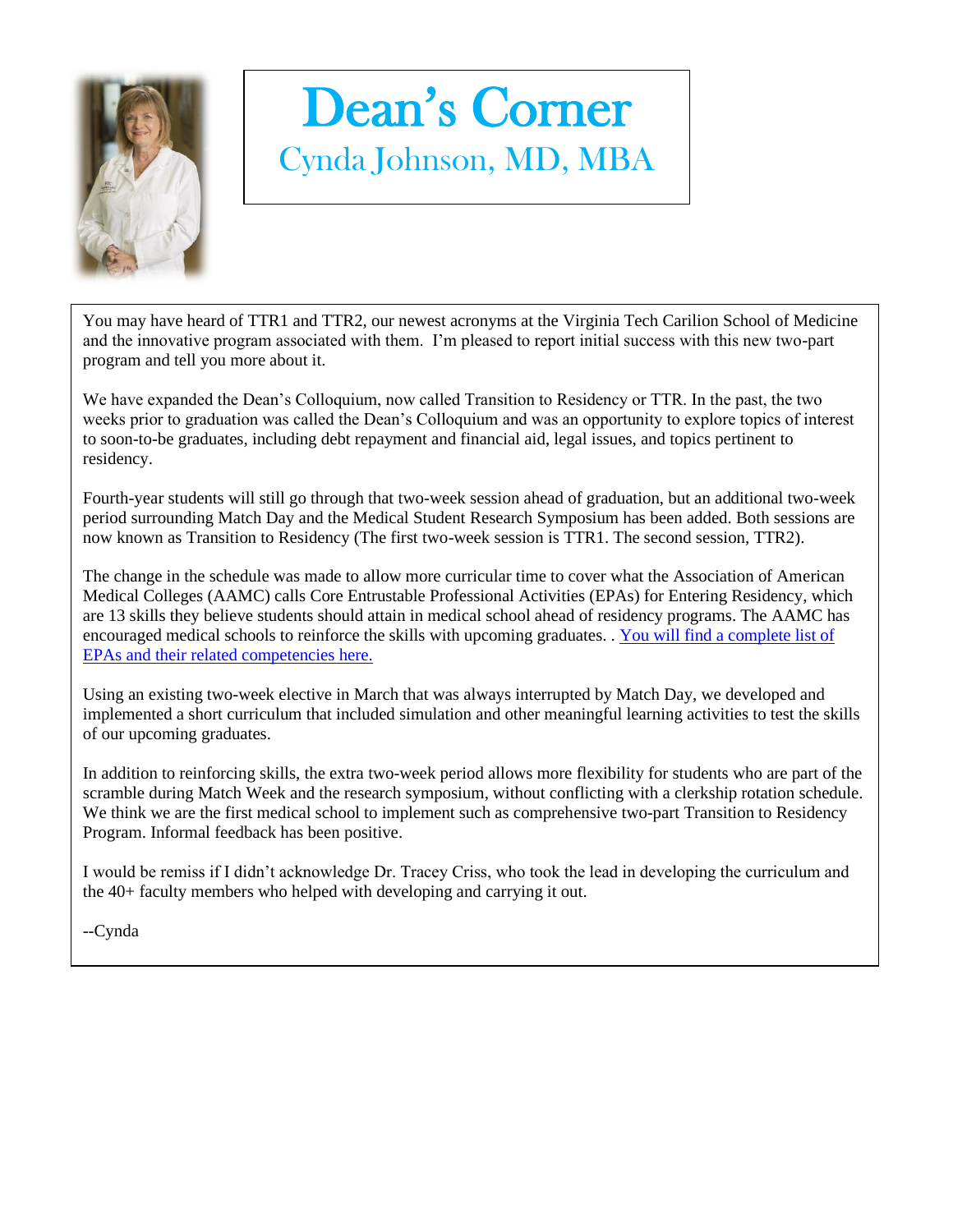# Dean's Corner

## Cynda Johnson, MD, MBA

You may have heard of TTR1 and TTR2, our newest acronyms at the Virginia Tech Carilion School of Medicine and the innovative program associated with them. I'm pleased to report initial success with this new two-part program and tell you more about it.

We have expanded the Dean's Colloquium, now called Transition to Residency or TTR. In the past, the two weeks prior to graduation was called the Dean's Colloquium and was an opportunity to explore topics of interest to soon-to-be graduates, including debt repayment and financial aid, legal issues, and topics pertinent to residency.

Fourth-year students will still go through that two-week session ahead of graduation, but an additional two-week period surrounding Match Day and the Medical Student Research Symposium has been added. Both sessions are now known as Transition to Residency (The first two-week session is TTR1. The second session, TTR2).

The change in the schedule was made to allow more curricular time to cover what the Association of American Medical Colleges (AAMC) calls Core Entrustable Professional Activities (EPAs) for Entering Residency, which are 13 skills they believe students should attain in medical school ahead of residency programs. The AAMC has encouraged medical schools to reinforce the skills with upcoming graduates. . You will find a complete list of EPAs and their related competencies here.

Using an existing two-week elective in March that was always interrupted by Match Day, we developed and implemented a short curriculum that included simulation and other meaningful learning activities to test the skills of our upcoming graduates.

In addition to reinforcing skills, the extra two-week period allows more flexibility for students who are part of the scramble during Match Week and the research symposium, without conflicting with a clerkship rotation schedule. We think we are the first medical school to implement such as comprehensive two-part Transition to Residency Program. Informal feedback has been positive.

I would be remiss if I didn't acknowledge Dr. Tracey Criss, who took the lead in developing the curriculum and the 40+ faculty members who helped with developing and carrying it out.

--Cynda